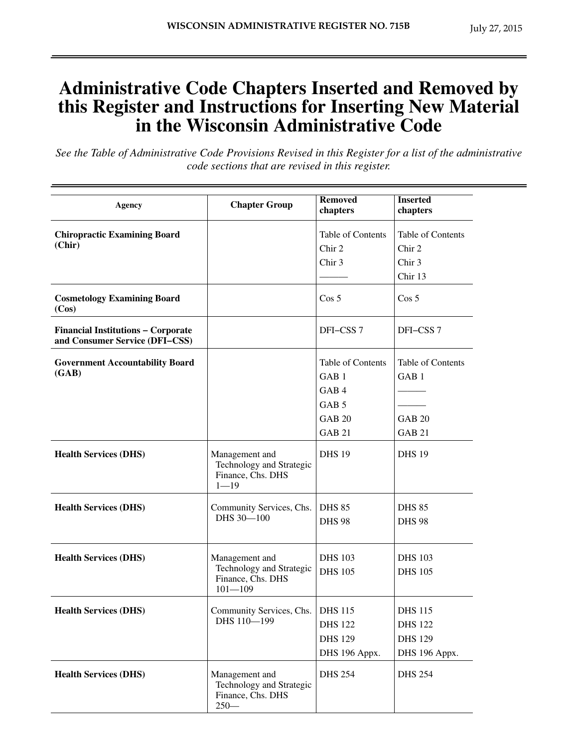# Administrative Code Chapters Inserted and Removed by this Register and Instructions for Inserting New Material in the Wisconsin Administrative Code

*See the Table of Administrative Code Provisions Revised in this Register for a list of the administrative code sections that are revised in this register.*

| Agency | Chapter Group | Removed chapters | Inserted chapters |
|---|---|---|---|
| **Chiropractic Examining Board (Chir)** | | Table of Contents<br>Chir 2<br>Chir 3<br>——— | Table of Contents<br>Chir 2<br>Chir 3<br>Chir 13 |
| **Cosmetology Examining Board (Cos)** | | Cos 5 | Cos 5 |
| **Financial Institutions – Corporate and Consumer Service (DFI–CSS)** | | DFI–CSS 7 | DFI–CSS 7 |
| **Government Accountability Board (GAB)** | | Table of Contents<br>GAB 1<br>GAB 4<br>GAB 5<br>GAB 20<br>GAB 21 | Table of Contents<br>GAB 1<br>———<br>———<br>GAB 20<br>GAB 21 |
| **Health Services (DHS)** | Management and Technology and Strategic Finance, Chs. DHS 1—19 | DHS 19 | DHS 19 |
| **Health Services (DHS)** | Community Services, Chs. DHS 30—100 | DHS 85<br>DHS 98 | DHS 85<br>DHS 98 |
| **Health Services (DHS)** | Management and Technology and Strategic Finance, Chs. DHS 101—109 | DHS 103<br>DHS 105 | DHS 103<br>DHS 105 |
| **Health Services (DHS)** | Community Services, Chs. DHS 110—199 | DHS 115<br>DHS 122<br>DHS 129<br>DHS 196 Appx. | DHS 115<br>DHS 122<br>DHS 129<br>DHS 196 Appx. |
| **Health Services (DHS)** | Management and Technology and Strategic Finance, Chs. DHS 250— | DHS 254 | DHS 254 |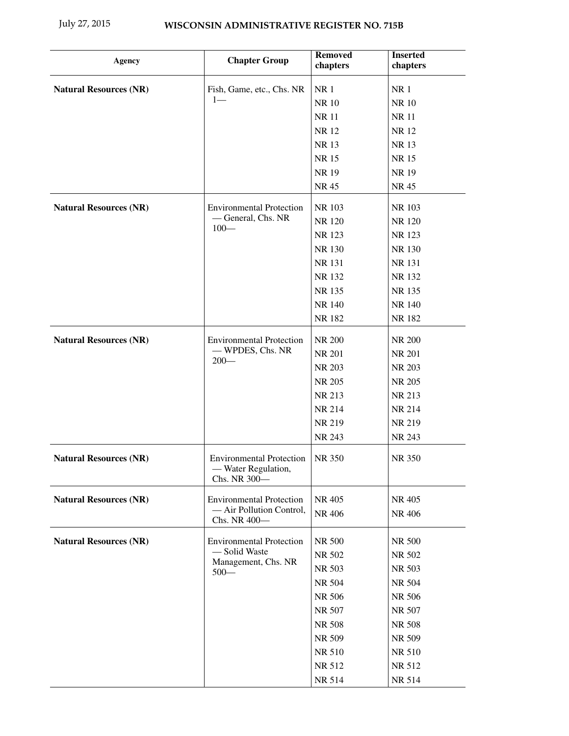| Agency | Chapter Group | Removed chapters | Inserted chapters |
|---|---|---|---|
| **Natural Resources (NR)** | Fish, Game, etc., Chs. NR 1— | NR 1 | NR 1 |
| | | NR 10 | NR 10 |
| | | NR 11 | NR 11 |
| | | NR 12 | NR 12 |
| | | NR 13 | NR 13 |
| | | NR 15 | NR 15 |
| | | NR 19 | NR 19 |
| | | NR 45 | NR 45 |
| **Natural Resources (NR)** | Environmental Protection — General, Chs. NR 100— | NR 103 | NR 103 |
| | | NR 120 | NR 120 |
| | | NR 123 | NR 123 |
| | | NR 130 | NR 130 |
| | | NR 131 | NR 131 |
| | | NR 132 | NR 132 |
| | | NR 135 | NR 135 |
| | | NR 140 | NR 140 |
| | | NR 182 | NR 182 |
| **Natural Resources (NR)** | Environmental Protection — WPDES, Chs. NR 200— | NR 200 | NR 200 |
| | | NR 201 | NR 201 |
| | | NR 203 | NR 203 |
| | | NR 205 | NR 205 |
| | | NR 213 | NR 213 |
| | | NR 214 | NR 214 |
| | | NR 219 | NR 219 |
| | | NR 243 | NR 243 |
| **Natural Resources (NR)** | Environmental Protection — Water Regulation, Chs. NR 300— | NR 350 | NR 350 |
| **Natural Resources (NR)** | Environmental Protection — Air Pollution Control, Chs. NR 400— | NR 405 | NR 405 |
| | | NR 406 | NR 406 |
| **Natural Resources (NR)** | Environmental Protection — Solid Waste Management, Chs. NR 500— | NR 500 | NR 500 |
| | | NR 502 | NR 502 |
| | | NR 503 | NR 503 |
| | | NR 504 | NR 504 |
| | | NR 506 | NR 506 |
| | | NR 507 | NR 507 |
| | | NR 508 | NR 508 |
| | | NR 509 | NR 509 |
| | | NR 510 | NR 510 |
| | | NR 512 | NR 512 |
| | | NR 514 | NR 514 |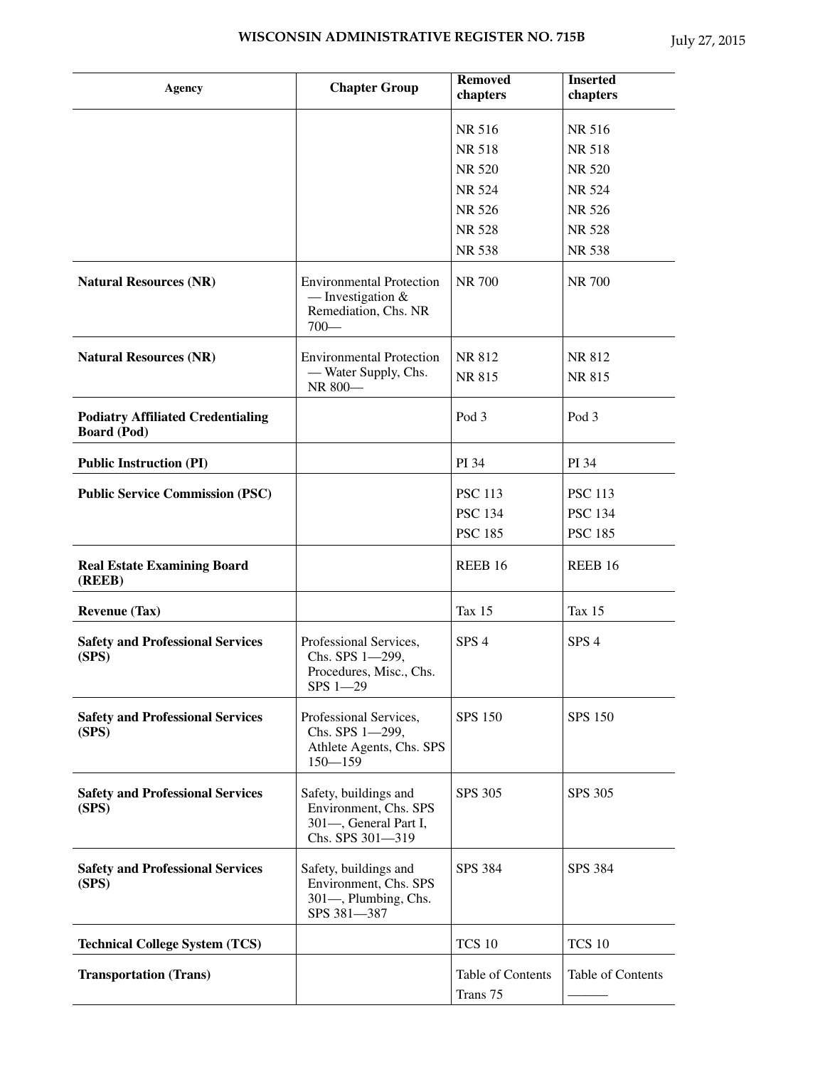| Agency | Chapter Group | Removed chapters | Inserted chapters |
|---|---|---|---|
| | | NR 516<br>NR 518<br>NR 520<br>NR 524<br>NR 526<br>NR 528<br>NR 538 | NR 516<br>NR 518<br>NR 520<br>NR 524<br>NR 526<br>NR 528<br>NR 538 |
| **Natural Resources (NR)** | Environmental Protection — Investigation & Remediation, Chs. NR 700— | NR 700 | NR 700 |
| **Natural Resources (NR)** | Environmental Protection — Water Supply, Chs. NR 800— | NR 812<br>NR 815 | NR 812<br>NR 815 |
| **Podiatry Affiliated Credentialing Board (Pod)** | | Pod 3 | Pod 3 |
| **Public Instruction (PI)** | | PI 34 | PI 34 |
| **Public Service Commission (PSC)** | | PSC 113<br>PSC 134<br>PSC 185 | PSC 113<br>PSC 134<br>PSC 185 |
| **Real Estate Examining Board (REEB)** | | REEB 16 | REEB 16 |
| **Revenue (Tax)** | | Tax 15 | Tax 15 |
| **Safety and Professional Services (SPS)** | Professional Services, Chs. SPS 1—299, Procedures, Misc., Chs. SPS 1—29 | SPS 4 | SPS 4 |
| **Safety and Professional Services (SPS)** | Professional Services, Chs. SPS 1—299, Athlete Agents, Chs. SPS 150—159 | SPS 150 | SPS 150 |
| **Safety and Professional Services (SPS)** | Safety, buildings and Environment, Chs. SPS 301—, General Part I, Chs. SPS 301—319 | SPS 305 | SPS 305 |
| **Safety and Professional Services (SPS)** | Safety, buildings and Environment, Chs. SPS 301—, Plumbing, Chs. SPS 381—387 | SPS 384 | SPS 384 |
| **Technical College System (TCS)** | | TCS 10 | TCS 10 |
| **Transportation (Trans)** | | Table of Contents<br>Trans 75 | Table of Contents<br>——— |